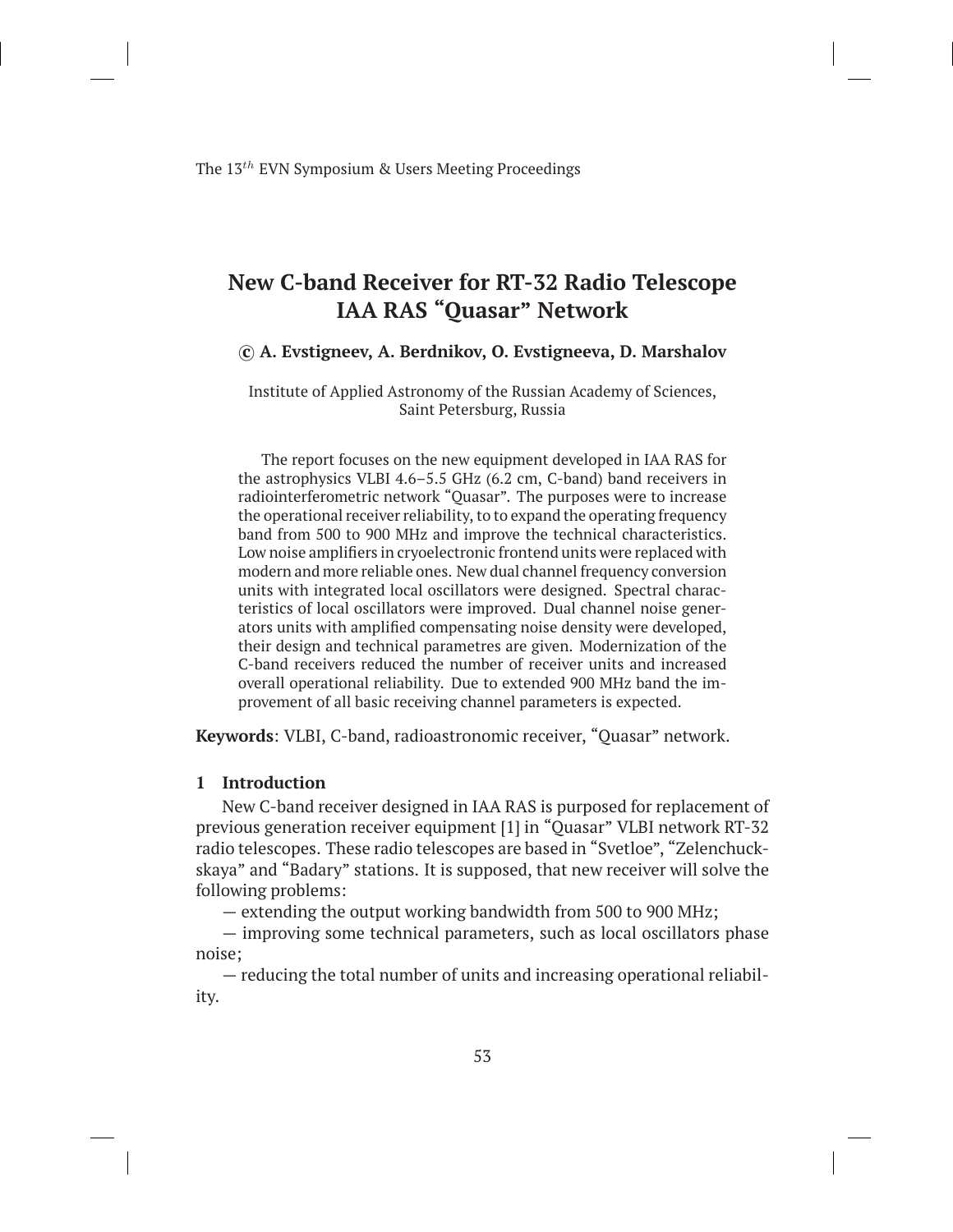# New C-band Receiver for RT-32 Radio Telescope IAA RAS "Quasar" Network

**© A. Evstigneev, A. Berdnikov, O. Evstigneeva, D. Marshalov**

Institute of Applied Astronomy of the Russian Academy of Sciences, Saint Petersburg, Russia

The report focuses on the new equipment developed in IAA RAS for the astrophysics VLBI 4.6–5.5 GHz (6.2 cm, C-band) band receivers in radiointerferometric network "Quasar". The purposes were to increase the operational receiver reliability, to to expand the operating frequency band from 500 to 900 MHz and improve the technical characteristics. Low noise amplifiers in cryoelectronic frontend units were replaced with modern and more reliable ones. New dual channel frequency conversion units with integrated local oscillators were designed. Spectral characteristics of local oscillators were improved. Dual channel noise generators units with amplified compensating noise density were developed, their design and technical parametres are given. Modernization of the C-band receivers reduced the number of receiver units and increased overall operational reliability. Due to extended 900 MHz band the improvement of all basic receiving channel parameters is expected.

**Keywords**: VLBI, C-band, radioastronomic receiver, "Quasar" network.

## 1 Introduction

New C-band receiver designed in IAA RAS is purposed for replacement of previous generation receiver equipment [1] in "Quasar" VLBI network RT-32 radio telescopes. These radio telescopes are based in "Svetloe", "Zelenchuckskaya" and "Badary" stations. It is supposed, that new receiver will solve the following problems:

— extending the output working bandwidth from 500 to 900 MHz;

— improving some technical parameters, such as local oscillators phase noise;

— reducing the total number of units and increasing operational reliability.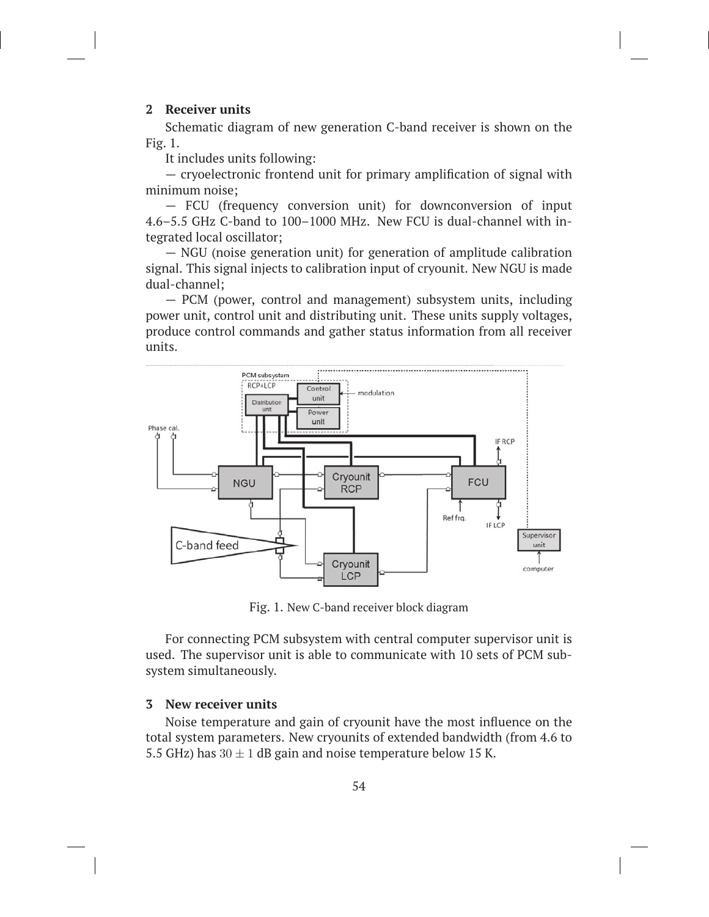## 2 Receiver units

Schematic diagram of new generation C-band receiver is shown on the Fig. 1.

It includes units following:

— cryoelectronic frontend unit for primary amplification of signal with minimum noise;

— FCU (frequency conversion unit) for downconversion of input 4.6–5.5 GHz C-band to 100–1000 MHz. New FCU is dual-channel with integrated local oscillator;

— NGU (noise generation unit) for generation of amplitude calibration signal. This signal injects to calibration input of cryounit. New NGU is made dual-channel;

— PCM (power, control and management) subsystem units, including power unit, control unit and distributing unit. These units supply voltages, produce control commands and gather status information from all receiver units.

Fig. 1. New C-band receiver block diagram

For connecting PCM subsystem with central computer supervisor unit is used. The supervisor unit is able to communicate with 10 sets of PCM subsystem simultaneously.

## 3 New receiver units

Noise temperature and gain of cryounit have the most influence on the total system parameters. New cryounits of extended bandwidth (from 4.6 to 5.5 GHz) has $30 \pm 1$ dB gain and noise temperature below 15 K.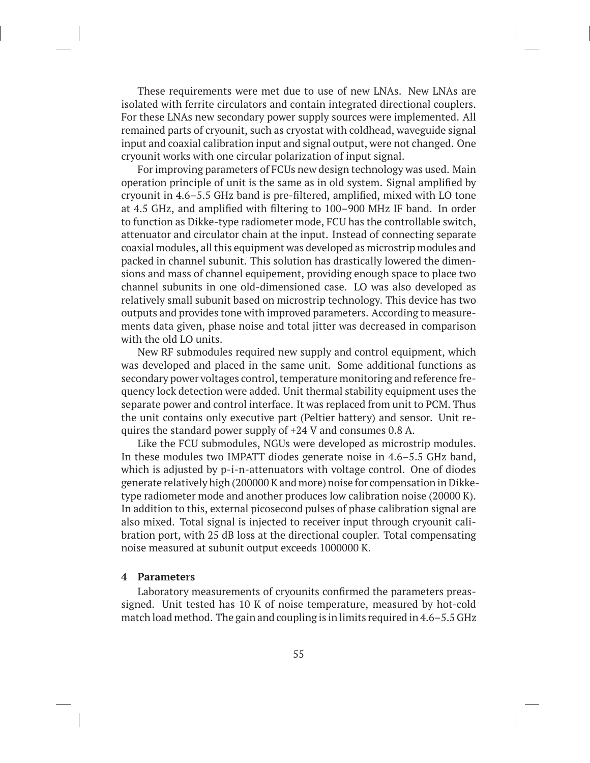These requirements were met due to use of new LNAs. New LNAs are isolated with ferrite circulators and contain integrated directional couplers. For these LNAs new secondary power supply sources were implemented. All remained parts of cryounit, such as cryostat with coldhead, waveguide signal input and coaxial calibration input and signal output, were not changed. One cryounit works with one circular polarization of input signal.

For improving parameters of FCUs new design technology was used. Main operation principle of unit is the same as in old system. Signal amplified by cryounit in 4.6–5.5 GHz band is pre-filtered, amplified, mixed with LO tone at 4.5 GHz, and amplified with filtering to 100–900 MHz IF band. In order to function as Dikke-type radiometer mode, FCU has the controllable switch, attenuator and circulator chain at the input. Instead of connecting separate coaxial modules, all this equipment was developed as microstrip modules and packed in channel subunit. This solution has drastically lowered the dimensions and mass of channel equipement, providing enough space to place two channel subunits in one old-dimensioned case. LO was also developed as relatively small subunit based on microstrip technology. This device has two outputs and provides tone with improved parameters. According to measurements data given, phase noise and total jitter was decreased in comparison with the old LO units.

New RF submodules required new supply and control equipment, which was developed and placed in the same unit. Some additional functions as secondary power voltages control, temperature monitoring and reference frequency lock detection were added. Unit thermal stability equipment uses the separate power and control interface. It was replaced from unit to PCM. Thus the unit contains only executive part (Peltier battery) and sensor. Unit requires the standard power supply of +24 V and consumes 0.8 A.

Like the FCU submodules, NGUs were developed as microstrip modules. In these modules two IMPATT diodes generate noise in 4.6–5.5 GHz band, which is adjusted by p-i-n-attenuators with voltage control. One of diodes generate relatively high (200000 K and more) noise for compensation in Dikke-type radiometer mode and another produces low calibration noise (20000 K). In addition to this, external picosecond pulses of phase calibration signal are also mixed. Total signal is injected to receiver input through cryounit calibration port, with 25 dB loss at the directional coupler. Total compensating noise measured at subunit output exceeds 1000000 K.

## 4 Parameters

Laboratory measurements of cryounits confirmed the parameters preassigned. Unit tested has 10 K of noise temperature, measured by hot-cold match load method. The gain and coupling is in limits required in 4.6–5.5 GHz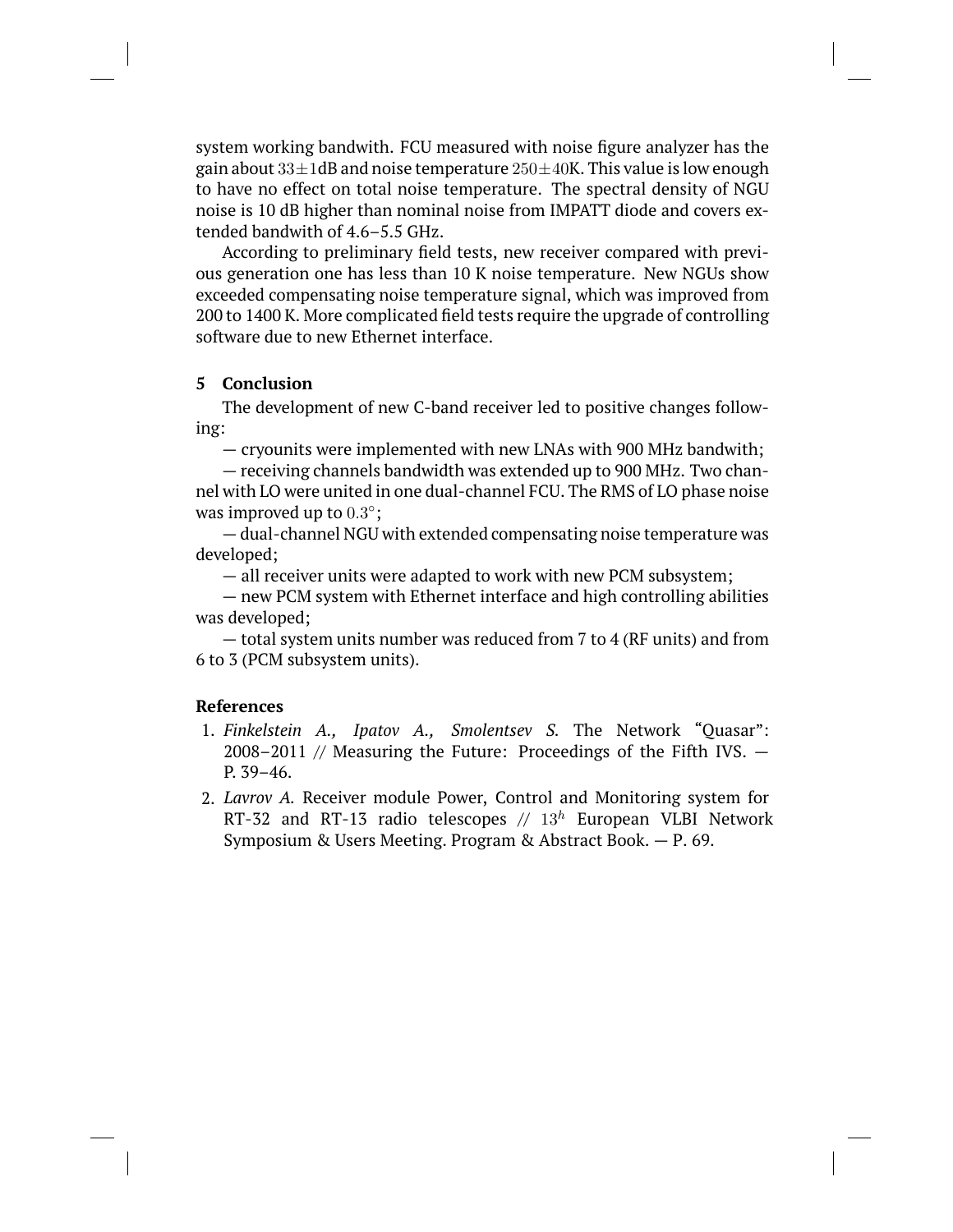system working bandwith. FCU measured with noise figure analyzer has the gain about $33\pm1$dB and noise temperature $250\pm40$K. This value is low enough to have no effect on total noise temperature. The spectral density of NGU noise is 10 dB higher than nominal noise from IMPATT diode and covers extended bandwith of 4.6–5.5 GHz.

According to preliminary field tests, new receiver compared with previous generation one has less than 10 K noise temperature. New NGUs show exceeded compensating noise temperature signal, which was improved from 200 to 1400 K. More complicated field tests require the upgrade of controlling software due to new Ethernet interface.

## 5 Conclusion

The development of new C-band receiver led to positive changes following:

— cryounits were implemented with new LNAs with 900 MHz bandwith;

— receiving channels bandwidth was extended up to 900 MHz. Two channel with LO were united in one dual-channel FCU. The RMS of LO phase noise was improved up to $0.3^{\circ}$;

— dual-channel NGU with extended compensating noise temperature was developed;

— all receiver units were adapted to work with new PCM subsystem;

— new PCM system with Ethernet interface and high controlling abilities was developed;

— total system units number was reduced from 7 to 4 (RF units) and from 6 to 3 (PCM subsystem units).

## References

1. *Finkelstein A., Ipatov A., Smolentsev S.* The Network "Quasar": 2008–2011 // Measuring the Future: Proceedings of the Fifth IVS. — P. 39–46.
2. *Lavrov A.* Receiver module Power, Control and Monitoring system for RT-32 and RT-13 radio telescopes // $13^{h}$ European VLBI Network Symposium & Users Meeting. Program & Abstract Book. — P. 69.